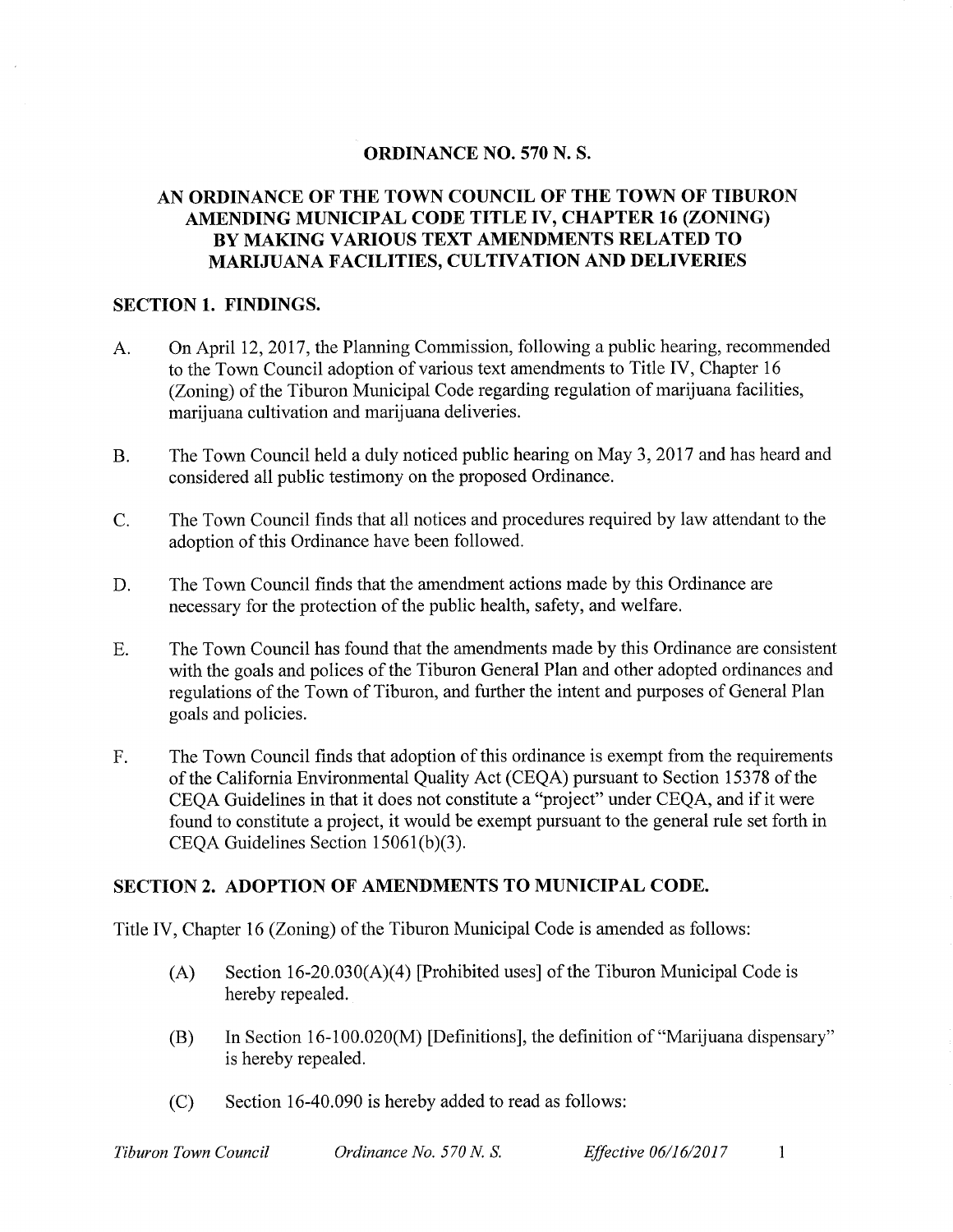# ORDINANCE NO. 570 N. S.

## AN ORDINANCE OF THE TOWN COUNCIL OF THE TOWN OF TIBURON AMENDING MUNICIPAL CODE TITLE IV, CHAPTER 16 (ZONING) BY MAKING VARIOUS TEXT AMENDMENTS RELATED TO MARIJUANA FACILITIES, CULTIVATION AND DELIVERIES

### SECTION 1. FINDINGS.

A. On April 12, 2017, the Planning Commission, following a public hearing, recommended to the Town Council adoption of various text amendments to Title IV, Chapter 16 (Zoning) of the Tiburon Municipal Code regarding regulation of marijuana facilities, marijuana cultivation and marijuana deliveries.

B. The Town Council held a duly noticed public hearing on May 3, 2017 and has heard and considered all public testimony on the proposed Ordinance.

C. The Town Council finds that all notices and procedures required by law attendant to the adoption of this Ordinance have been followed.

D. The Town Council finds that the amendment actions made by this Ordinance are necessary for the protection of the public health, safety, and welfare.

E. The Town Council has found that the amendments made by this Ordinance are consistent with the goals and polices of the Tiburon General Plan and other adopted ordinances and regulations of the Town of Tiburon, and further the intent and purposes of General Plan goals and policies.

F. The Town Council finds that adoption of this ordinance is exempt from the requirements of the California Environmental Quality Act (CEQA) pursuant to Section 15378 of the CEQA Guidelines in that it does not constitute a "project" under CEQA, and if it were found to constitute a project, it would be exempt pursuant to the general rule set forth in CEQA Guidelines Section 15061(b)(3).

### SECTION 2. ADOPTION OF AMENDMENTS TO MUNICIPAL CODE.

Title IV, Chapter 16 (Zoning) of the Tiburon Municipal Code is amended as follows:

(A) Section 16-20.030(A)(4) [Prohibited uses] of the Tiburon Municipal Code is hereby repealed.

(B) In Section 16-100.020(M) [Definitions], the definition of "Marijuana dispensary" is hereby repealed.

(C) Section 16-40.090 is hereby added to read as follows: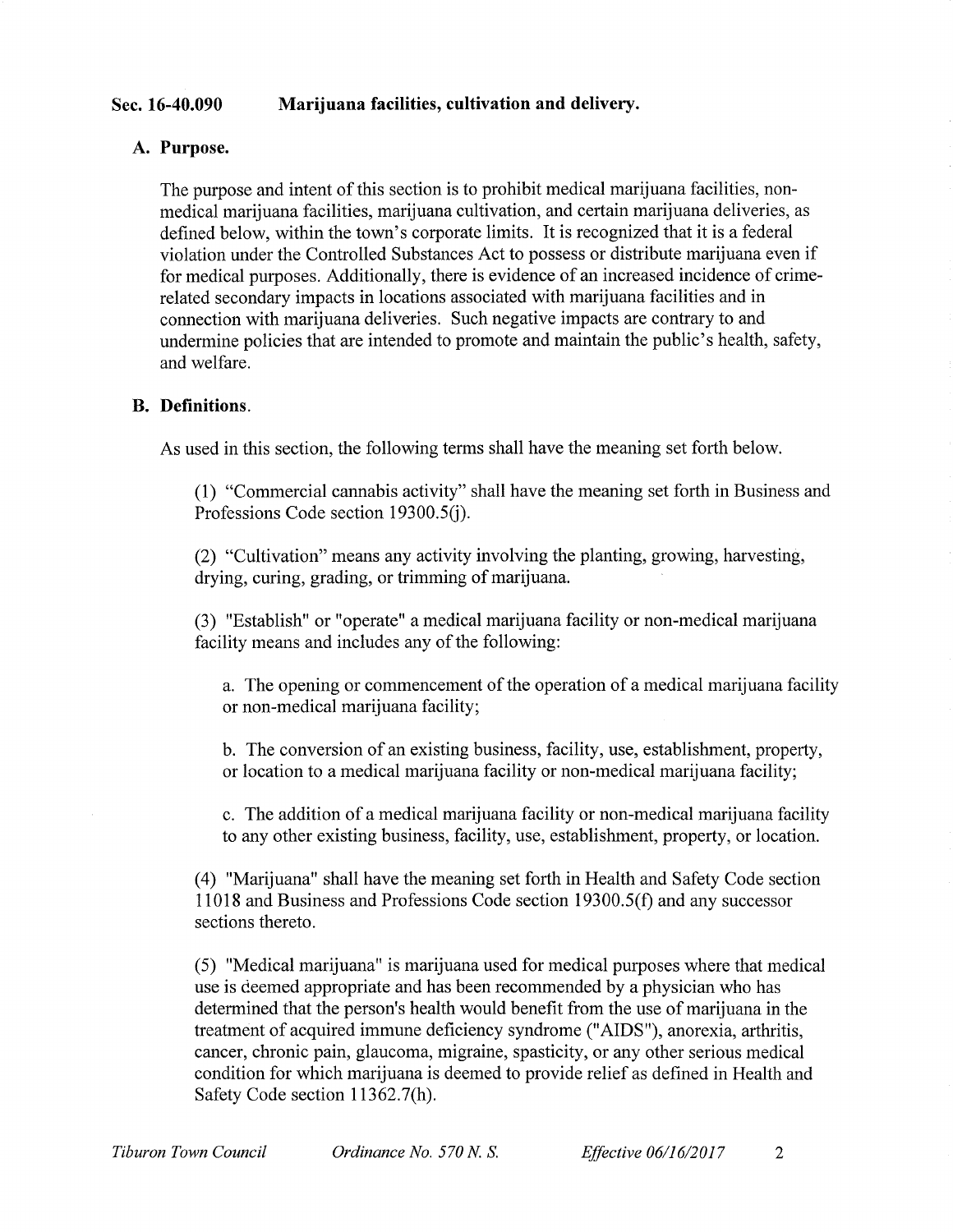## Sec. 16-40.090 Marijuana facilities, cultivation and delivery.

### A. Purpose.

The purpose and intent of this section is to prohibit medical marijuana facilities, non-medical marijuana facilities, marijuana cultivation, and certain marijuana deliveries, as defined below, within the town's corporate limits. It is recognized that it is a federal violation under the Controlled Substances Act to possess or distribute marijuana even if for medical purposes. Additionally, there is evidence of an increased incidence of crime-related secondary impacts in locations associated with marijuana facilities and in connection with marijuana deliveries. Such negative impacts are contrary to and undermine policies that are intended to promote and maintain the public's health, safety, and welfare.

### B. Definitions.

As used in this section, the following terms shall have the meaning set forth below.

(1) "Commercial cannabis activity" shall have the meaning set forth in Business and Professions Code section 19300.5(j).

(2) "Cultivation" means any activity involving the planting, growing, harvesting, drying, curing, grading, or trimming of marijuana.

(3) "Establish" or "operate" a medical marijuana facility or non-medical marijuana facility means and includes any of the following:

a. The opening or commencement of the operation of a medical marijuana facility or non-medical marijuana facility;

b. The conversion of an existing business, facility, use, establishment, property, or location to a medical marijuana facility or non-medical marijuana facility;

c. The addition of a medical marijuana facility or non-medical marijuana facility to any other existing business, facility, use, establishment, property, or location.

(4) "Marijuana" shall have the meaning set forth in Health and Safety Code section 11018 and Business and Professions Code section 19300.5(f) and any successor sections thereto.

(5) "Medical marijuana" is marijuana used for medical purposes where that medical use is deemed appropriate and has been recommended by a physician who has determined that the person's health would benefit from the use of marijuana in the treatment of acquired immune deficiency syndrome ("AIDS"), anorexia, arthritis, cancer, chronic pain, glaucoma, migraine, spasticity, or any other serious medical condition for which marijuana is deemed to provide relief as defined in Health and Safety Code section 11362.7(h).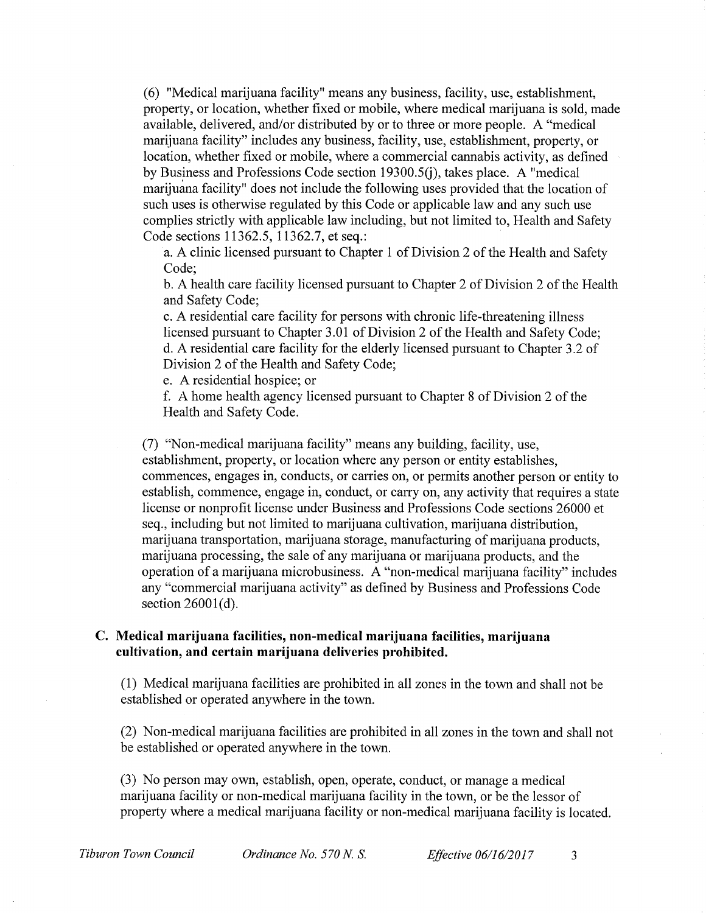(6) "Medical marijuana facility" means any business, facility, use, establishment, property, or location, whether fixed or mobile, where medical marijuana is sold, made available, delivered, and/or distributed by or to three or more people. A "medical marijuana facility" includes any business, facility, use, establishment, property, or location, whether fixed or mobile, where a commercial cannabis activity, as defined by Business and Professions Code section 19300.5(j), takes place. A "medical marijuana facility" does not include the following uses provided that the location of such uses is otherwise regulated by this Code or applicable law and any such use complies strictly with applicable law including, but not limited to, Health and Safety Code sections 11362.5, 11362.7, et seq.:

a. A clinic licensed pursuant to Chapter 1 of Division 2 of the Health and Safety Code;

b. A health care facility licensed pursuant to Chapter 2 of Division 2 of the Health and Safety Code;

c. A residential care facility for persons with chronic life-threatening illness licensed pursuant to Chapter 3.01 of Division 2 of the Health and Safety Code;

d. A residential care facility for the elderly licensed pursuant to Chapter 3.2 of Division 2 of the Health and Safety Code;

e. A residential hospice; or

f. A home health agency licensed pursuant to Chapter 8 of Division 2 of the Health and Safety Code.

(7) "Non-medical marijuana facility" means any building, facility, use, establishment, property, or location where any person or entity establishes, commences, engages in, conducts, or carries on, or permits another person or entity to establish, commence, engage in, conduct, or carry on, any activity that requires a state license or nonprofit license under Business and Professions Code sections 26000 et seq., including but not limited to marijuana cultivation, marijuana distribution, marijuana transportation, marijuana storage, manufacturing of marijuana products, marijuana processing, the sale of any marijuana or marijuana products, and the operation of a marijuana microbusiness. A "non-medical marijuana facility" includes any "commercial marijuana activity" as defined by Business and Professions Code section 26001(d).

**C. Medical marijuana facilities, non-medical marijuana facilities, marijuana cultivation, and certain marijuana deliveries prohibited.**

(1) Medical marijuana facilities are prohibited in all zones in the town and shall not be established or operated anywhere in the town.

(2) Non-medical marijuana facilities are prohibited in all zones in the town and shall not be established or operated anywhere in the town.

(3) No person may own, establish, open, operate, conduct, or manage a medical marijuana facility or non-medical marijuana facility in the town, or be the lessor of property where a medical marijuana facility or non-medical marijuana facility is located.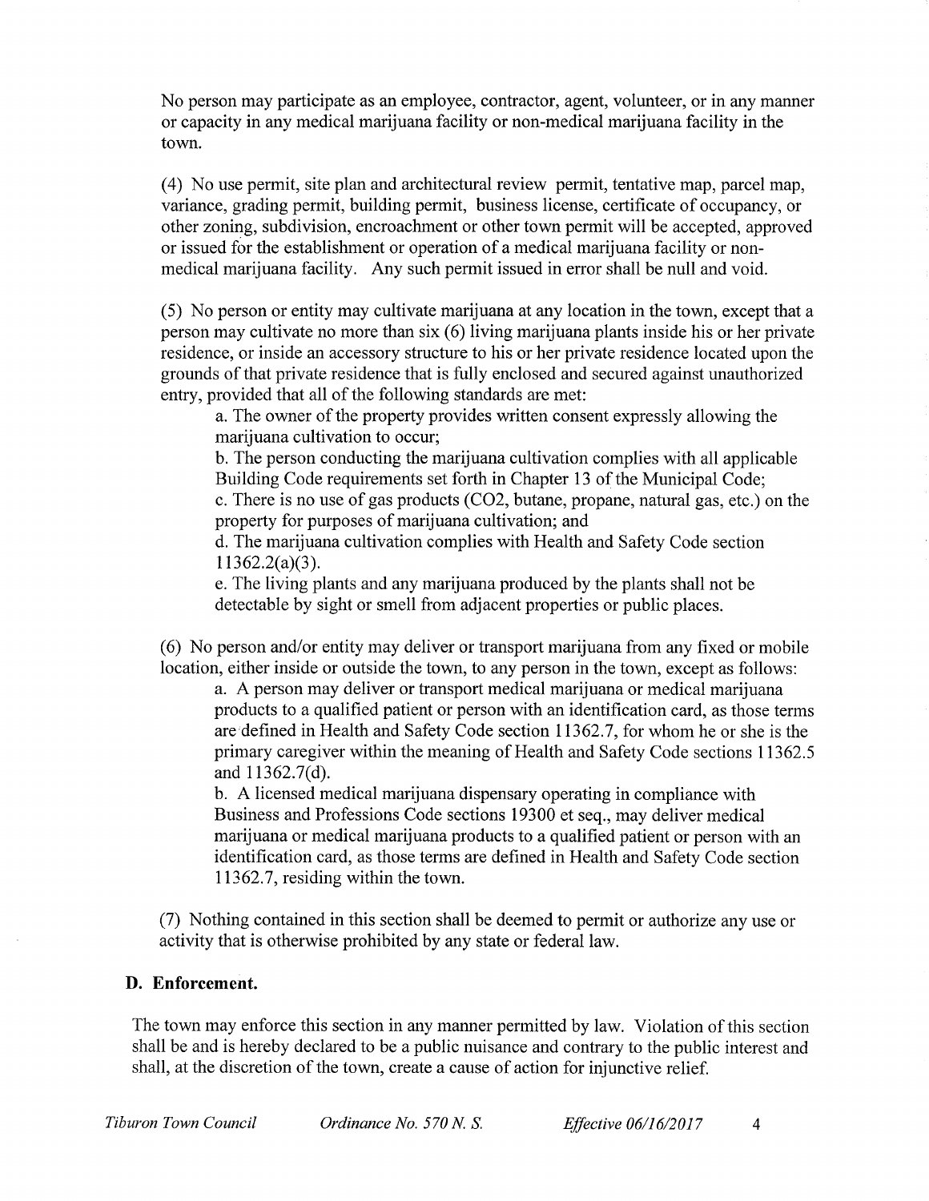No person may participate as an employee, contractor, agent, volunteer, or in any manner or capacity in any medical marijuana facility or non-medical marijuana facility in the town.

(4) No use permit, site plan and architectural review permit, tentative map, parcel map, variance, grading permit, building permit, business license, certificate of occupancy, or other zoning, subdivision, encroachment or other town permit will be accepted, approved or issued for the establishment or operation of a medical marijuana facility or non-medical marijuana facility. Any such permit issued in error shall be null and void.

(5) No person or entity may cultivate marijuana at any location in the town, except that a person may cultivate no more than six (6) living marijuana plants inside his or her private residence, or inside an accessory structure to his or her private residence located upon the grounds of that private residence that is fully enclosed and secured against unauthorized entry, provided that all of the following standards are met:

a. The owner of the property provides written consent expressly allowing the marijuana cultivation to occur;

b. The person conducting the marijuana cultivation complies with all applicable Building Code requirements set forth in Chapter 13 of the Municipal Code;

c. There is no use of gas products ($CO_2$, butane, propane, natural gas, etc.) on the property for purposes of marijuana cultivation; and

d. The marijuana cultivation complies with Health and Safety Code section 11362.2(a)(3).

e. The living plants and any marijuana produced by the plants shall not be detectable by sight or smell from adjacent properties or public places.

(6) No person and/or entity may deliver or transport marijuana from any fixed or mobile location, either inside or outside the town, to any person in the town, except as follows:

a. A person may deliver or transport medical marijuana or medical marijuana products to a qualified patient or person with an identification card, as those terms are defined in Health and Safety Code section 11362.7, for whom he or she is the primary caregiver within the meaning of Health and Safety Code sections 11362.5 and 11362.7(d).

b. A licensed medical marijuana dispensary operating in compliance with Business and Professions Code sections 19300 et seq., may deliver medical marijuana or medical marijuana products to a qualified patient or person with an identification card, as those terms are defined in Health and Safety Code section 11362.7, residing within the town.

(7) Nothing contained in this section shall be deemed to permit or authorize any use or activity that is otherwise prohibited by any state or federal law.

### D. Enforcement.

The town may enforce this section in any manner permitted by law. Violation of this section shall be and is hereby declared to be a public nuisance and contrary to the public interest and shall, at the discretion of the town, create a cause of action for injunctive relief.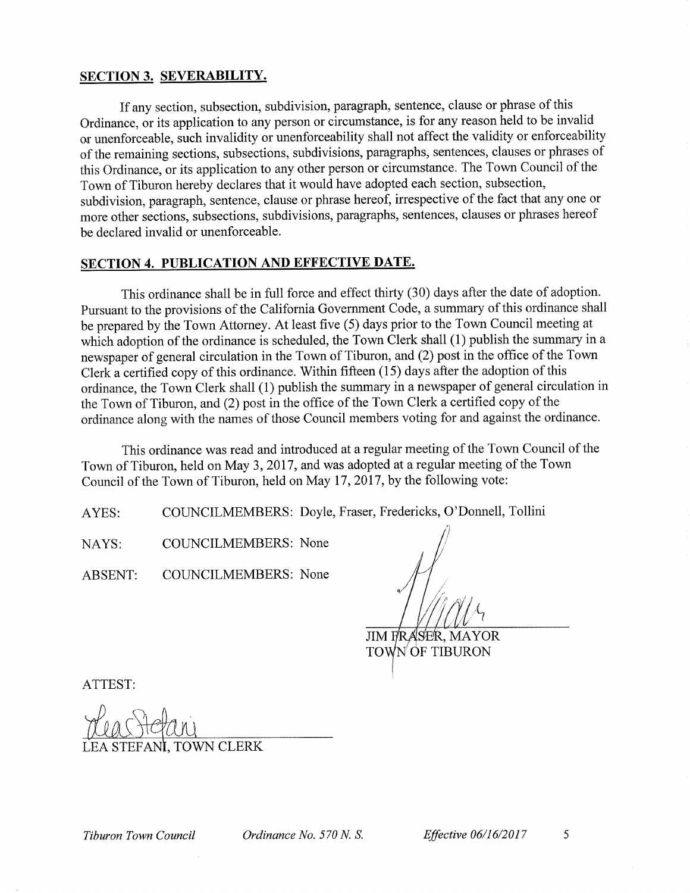## SECTION 3. SEVERABILITY.

If any section, subsection, subdivision, paragraph, sentence, clause or phrase of this Ordinance, or its application to any person or circumstance, is for any reason held to be invalid or unenforceable, such invalidity or unenforceability shall not affect the validity or enforceability of the remaining sections, subsections, subdivisions, paragraphs, sentences, clauses or phrases of this Ordinance, or its application to any other person or circumstance. The Town Council of the Town of Tiburon hereby declares that it would have adopted each section, subsection, subdivision, paragraph, sentence, clause or phrase hereof, irrespective of the fact that any one or more other sections, subsections, subdivisions, paragraphs, sentences, clauses or phrases hereof be declared invalid or unenforceable.

## SECTION 4. PUBLICATION AND EFFECTIVE DATE.

This ordinance shall be in full force and effect thirty (30) days after the date of adoption. Pursuant to the provisions of the California Government Code, a summary of this ordinance shall be prepared by the Town Attorney. At least five (5) days prior to the Town Council meeting at which adoption of the ordinance is scheduled, the Town Clerk shall (1) publish the summary in a newspaper of general circulation in the Town of Tiburon, and (2) post in the office of the Town Clerk a certified copy of this ordinance. Within fifteen (15) days after the adoption of this ordinance, the Town Clerk shall (1) publish the summary in a newspaper of general circulation in the Town of Tiburon, and (2) post in the office of the Town Clerk a certified copy of the ordinance along with the names of those Council members voting for and against the ordinance.

This ordinance was read and introduced at a regular meeting of the Town Council of the Town of Tiburon, held on May 3, 2017, and was adopted at a regular meeting of the Town Council of the Town of Tiburon, held on May 17, 2017, by the following vote:

AYES: COUNCILMEMBERS: Doyle, Fraser, Fredericks, O'Donnell, Tollini

NAYS: COUNCILMEMBERS: None

ABSENT: COUNCILMEMBERS: None

JIM FRASER, MAYOR
TOWN OF TIBURON

ATTEST:

LEA STEFANI, TOWN CLERK

*Tiburon Town Council* *Ordinance No. 570 N. S.* *Effective 06/16/2017*